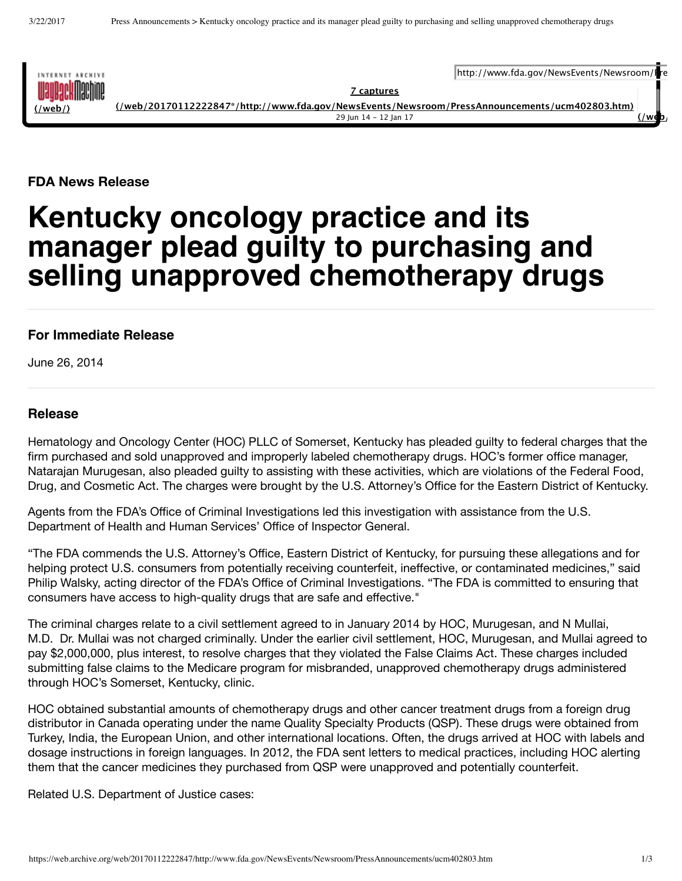**FDA News Release**

# Kentucky oncology practice and its manager plead guilty to purchasing and selling unapproved chemotherapy drugs

**For Immediate Release**

June 26, 2014

## Release

Hematology and Oncology Center (HOC) PLLC of Somerset, Kentucky has pleaded guilty to federal charges that the firm purchased and sold unapproved and improperly labeled chemotherapy drugs. HOC's former office manager, Natarajan Murugesan, also pleaded guilty to assisting with these activities, which are violations of the Federal Food, Drug, and Cosmetic Act. The charges were brought by the U.S. Attorney's Office for the Eastern District of Kentucky.

Agents from the FDA's Office of Criminal Investigations led this investigation with assistance from the U.S. Department of Health and Human Services' Office of Inspector General.

"The FDA commends the U.S. Attorney's Office, Eastern District of Kentucky, for pursuing these allegations and for helping protect U.S. consumers from potentially receiving counterfeit, ineffective, or contaminated medicines," said Philip Walsky, acting director of the FDA's Office of Criminal Investigations. "The FDA is committed to ensuring that consumers have access to high-quality drugs that are safe and effective."

The criminal charges relate to a civil settlement agreed to in January 2014 by HOC, Murugesan, and N Mullai, M.D. Dr. Mullai was not charged criminally. Under the earlier civil settlement, HOC, Murugesan, and Mullai agreed to pay $2,000,000, plus interest, to resolve charges that they violated the False Claims Act. These charges included submitting false claims to the Medicare program for misbranded, unapproved chemotherapy drugs administered through HOC's Somerset, Kentucky, clinic.

HOC obtained substantial amounts of chemotherapy drugs and other cancer treatment drugs from a foreign drug distributor in Canada operating under the name Quality Specialty Products (QSP). These drugs were obtained from Turkey, India, the European Union, and other international locations. Often, the drugs arrived at HOC with labels and dosage instructions in foreign languages. In 2012, the FDA sent letters to medical practices, including HOC alerting them that the cancer medicines they purchased from QSP were unapproved and potentially counterfeit.

Related U.S. Department of Justice cases: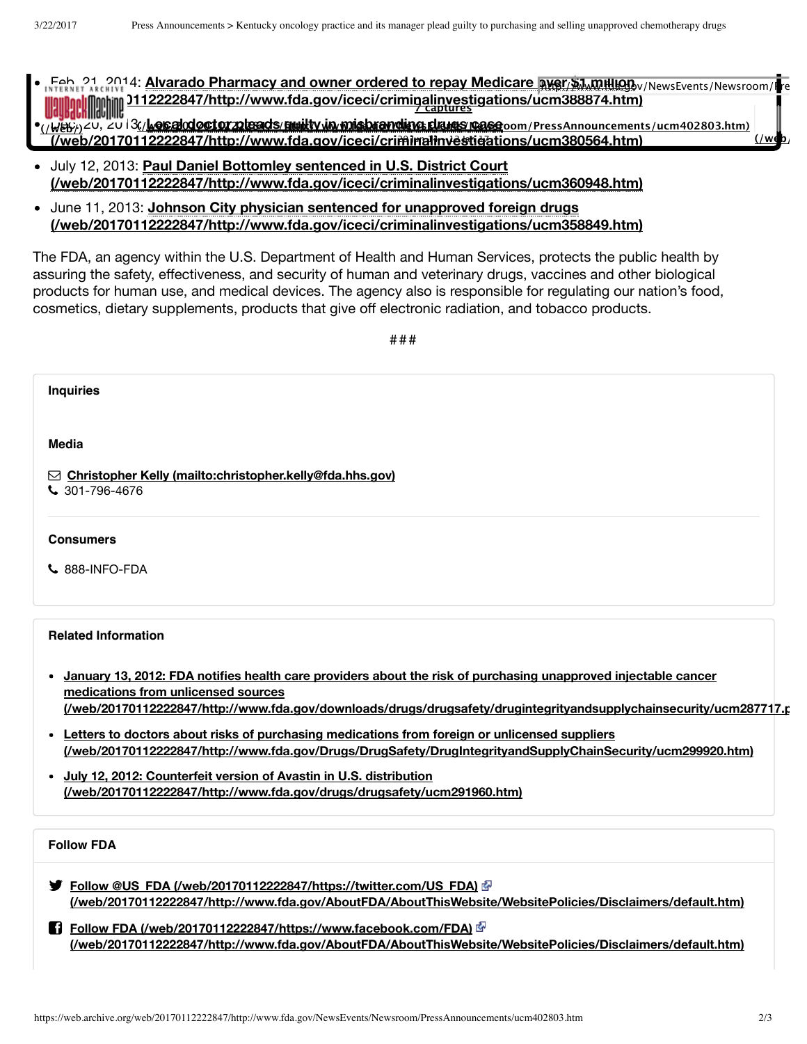- Feb. 21, 2014: **Alvarado Pharmacy and owner ordered to repay Medicare over $1 million (/web/20170112222847/http://www.fda.gov/iceci/criminalinvestigations/ucm388874.htm)**
- Dec. 20, 2013: **Local doctor pleads guilty in misbranding drugs case (/web/20170112222847/http://www.fda.gov/iceci/criminalinvestigations/ucm380564.htm)**
- July 12, 2013: **Paul Daniel Bottomley sentenced in U.S. District Court (/web/20170112222847/http://www.fda.gov/iceci/criminalinvestigations/ucm360948.htm)**
- June 11, 2013: **Johnson City physician sentenced for unapproved foreign drugs (/web/20170112222847/http://www.fda.gov/iceci/criminalinvestigations/ucm358849.htm)**

The FDA, an agency within the U.S. Department of Health and Human Services, protects the public health by assuring the safety, effectiveness, and security of human and veterinary drugs, vaccines and other biological products for human use, and medical devices. The agency also is responsible for regulating our nation's food, cosmetics, dietary supplements, products that give off electronic radiation, and tobacco products.

###

**Inquiries**

**Media**

**Christopher Kelly (mailto:christopher.kelly@fda.hhs.gov)**
301-796-4676

**Consumers**

888-INFO-FDA

**Related Information**

- **January 13, 2012: FDA notifies health care providers about the risk of purchasing unapproved injectable cancer medications from unlicensed sources (/web/20170112222847/http://www.fda.gov/downloads/drugs/drugsafety/drugintegrityandsupplychainsecurity/ucm287717.p**
- **Letters to doctors about risks of purchasing medications from foreign or unlicensed suppliers (/web/20170112222847/http://www.fda.gov/Drugs/DrugSafety/DrugIntegrityandSupplyChainSecurity/ucm299920.htm)**
- **July 12, 2012: Counterfeit version of Avastin in U.S. distribution (/web/20170112222847/http://www.fda.gov/drugs/drugsafety/ucm291960.htm)**

**Follow FDA**

- **Follow @US_FDA (/web/20170112222847/https://twitter.com/US_FDA) (/web/20170112222847/http://www.fda.gov/AboutFDA/AboutThisWebsite/WebsitePolicies/Disclaimers/default.htm)**
- **Follow FDA (/web/20170112222847/https://www.facebook.com/FDA) (/web/20170112222847/http://www.fda.gov/AboutFDA/AboutThisWebsite/WebsitePolicies/Disclaimers/default.htm)**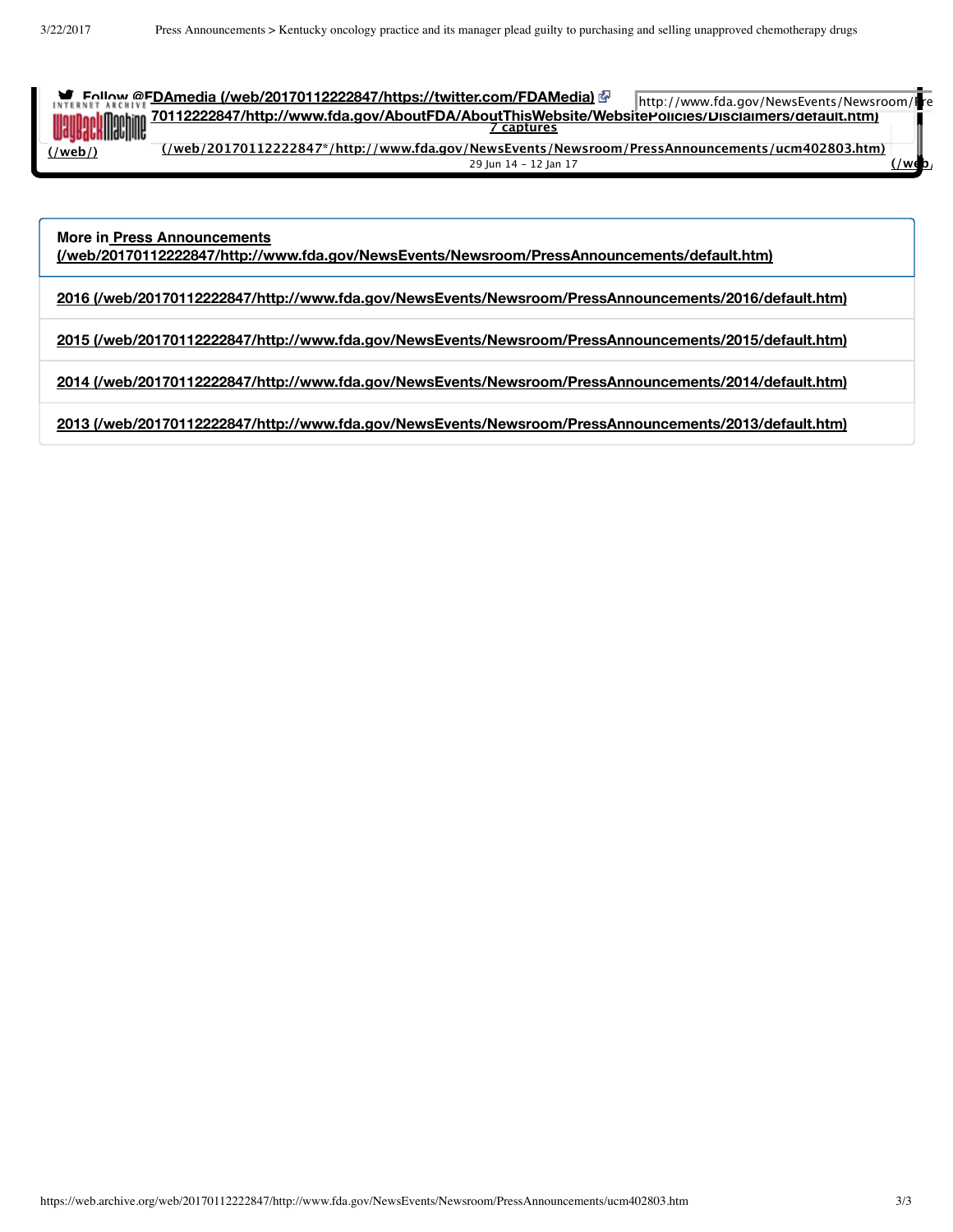Follow @FDAmedia (/web/20170112222847/https://twitter.com/FDAMedia)

70112222847/http://www.fda.gov/AboutFDA/AboutThisWebsite/WebsitePolicies/Disclaimers/default.htm)

**More in Press Announcements (/web/20170112222847/http://www.fda.gov/NewsEvents/Newsroom/PressAnnouncements/default.htm)**

**2016 (/web/20170112222847/http://www.fda.gov/NewsEvents/Newsroom/PressAnnouncements/2016/default.htm)**

**2015 (/web/20170112222847/http://www.fda.gov/NewsEvents/Newsroom/PressAnnouncements/2015/default.htm)**

**2014 (/web/20170112222847/http://www.fda.gov/NewsEvents/Newsroom/PressAnnouncements/2014/default.htm)**

**2013 (/web/20170112222847/http://www.fda.gov/NewsEvents/Newsroom/PressAnnouncements/2013/default.htm)**